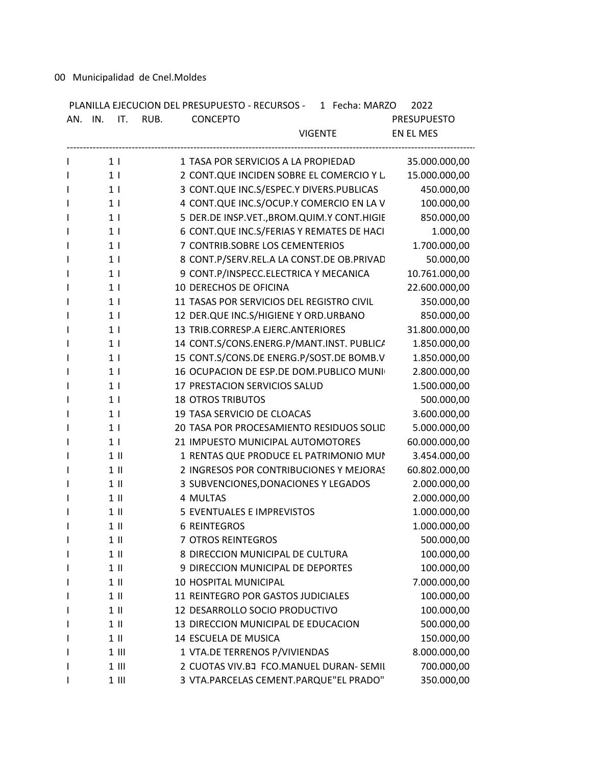00 Municipalidad de Cnel.Moldes

PLANILLA EJECUCION DEL PRESUPUESTO - RECURSOS - 1 Fecha: MARZO 2022

| AN. | IN. | IT. | RUB. | CONCEPTO | PRESUPUESTO VIGENTE EN EL MES |
|---|---|---|---|---|---|
| I | | 1 I | | 1 TASA POR SERVICIOS A LA PROPIEDAD | 35.000.000,00 |
| I | | 1 I | | 2 CONT.QUE INCIDEN SOBRE EL COMERCIO Y LA | 15.000.000,00 |
| I | | 1 I | | 3 CONT.QUE INC.S/ESPEC.Y DIVERS.PUBLICAS | 450.000,00 |
| I | | 1 I | | 4 CONT.QUE INC.S/OCUP.Y COMERCIO EN LA V | 100.000,00 |
| I | | 1 I | | 5 DER.DE INSP.VET.,BROM.QUIM.Y CONT.HIGIE | 850.000,00 |
| I | | 1 I | | 6 CONT.QUE INC.S/FERIAS Y REMATES DE HACI | 1.000,00 |
| I | | 1 I | | 7 CONTRIB.SOBRE LOS CEMENTERIOS | 1.700.000,00 |
| I | | 1 I | | 8 CONT.P/SERV.REL.A LA CONST.DE OB.PRIVAD | 50.000,00 |
| I | | 1 I | | 9 CONT.P/INSPECC.ELECTRICA Y MECANICA | 10.761.000,00 |
| I | | 1 I | | 10 DERECHOS DE OFICINA | 22.600.000,00 |
| I | | 1 I | | 11 TASAS POR SERVICIOS DEL REGISTRO CIVIL | 350.000,00 |
| I | | 1 I | | 12 DER.QUE INC.S/HIGIENE Y ORD.URBANO | 850.000,00 |
| I | | 1 I | | 13 TRIB.CORRESP.A EJERC.ANTERIORES | 31.800.000,00 |
| I | | 1 I | | 14 CONT.S/CONS.ENERG.P/MANT.INST. PUBLICA | 1.850.000,00 |
| I | | 1 I | | 15 CONT.S/CONS.DE ENERG.P/SOST.DE BOMB.V | 1.850.000,00 |
| I | | 1 I | | 16 OCUPACION DE ESP.DE DOM.PUBLICO MUNI | 2.800.000,00 |
| I | | 1 I | | 17 PRESTACION SERVICIOS SALUD | 1.500.000,00 |
| I | | 1 I | | 18 OTROS TRIBUTOS | 500.000,00 |
| I | | 1 I | | 19 TASA SERVICIO DE CLOACAS | 3.600.000,00 |
| I | | 1 I | | 20 TASA POR PROCESAMIENTO RESIDUOS SOLID | 5.000.000,00 |
| I | | 1 I | | 21 IMPUESTO MUNICIPAL AUTOMOTORES | 60.000.000,00 |
| I | | 1 II | | 1 RENTAS QUE PRODUCE EL PATRIMONIO MUN | 3.454.000,00 |
| I | | 1 II | | 2 INGRESOS POR CONTRIBUCIONES Y MEJORAS | 60.802.000,00 |
| I | | 1 II | | 3 SUBVENCIONES,DONACIONES Y LEGADOS | 2.000.000,00 |
| I | | 1 II | | 4 MULTAS | 2.000.000,00 |
| I | | 1 II | | 5 EVENTUALES E IMPREVISTOS | 1.000.000,00 |
| I | | 1 II | | 6 REINTEGROS | 1.000.000,00 |
| I | | 1 II | | 7 OTROS REINTEGROS | 500.000,00 |
| I | | 1 II | | 8 DIRECCION MUNICIPAL DE CULTURA | 100.000,00 |
| I | | 1 II | | 9 DIRECCION MUNICIPAL DE DEPORTES | 100.000,00 |
| I | | 1 II | | 10 HOSPITAL MUNICIPAL | 7.000.000,00 |
| I | | 1 II | | 11 REINTEGRO POR GASTOS JUDICIALES | 100.000,00 |
| I | | 1 II | | 12 DESARROLLO SOCIO PRODUCTIVO | 100.000,00 |
| I | | 1 II | | 13 DIRECCION MUNICIPAL DE EDUCACION | 500.000,00 |
| I | | 1 II | | 14 ESCUELA DE MUSICA | 150.000,00 |
| I | | 1 III | | 1 VTA.DE TERRENOS P/VIVIENDAS | 8.000.000,00 |
| I | | 1 III | | 2 CUOTAS VIV.B FCO.MANUEL DURAN- SEMIL | 700.000,00 |
| I | | 1 III | | 3 VTA.PARCELAS CEMENT.PARQUE"EL PRADO" | 350.000,00 |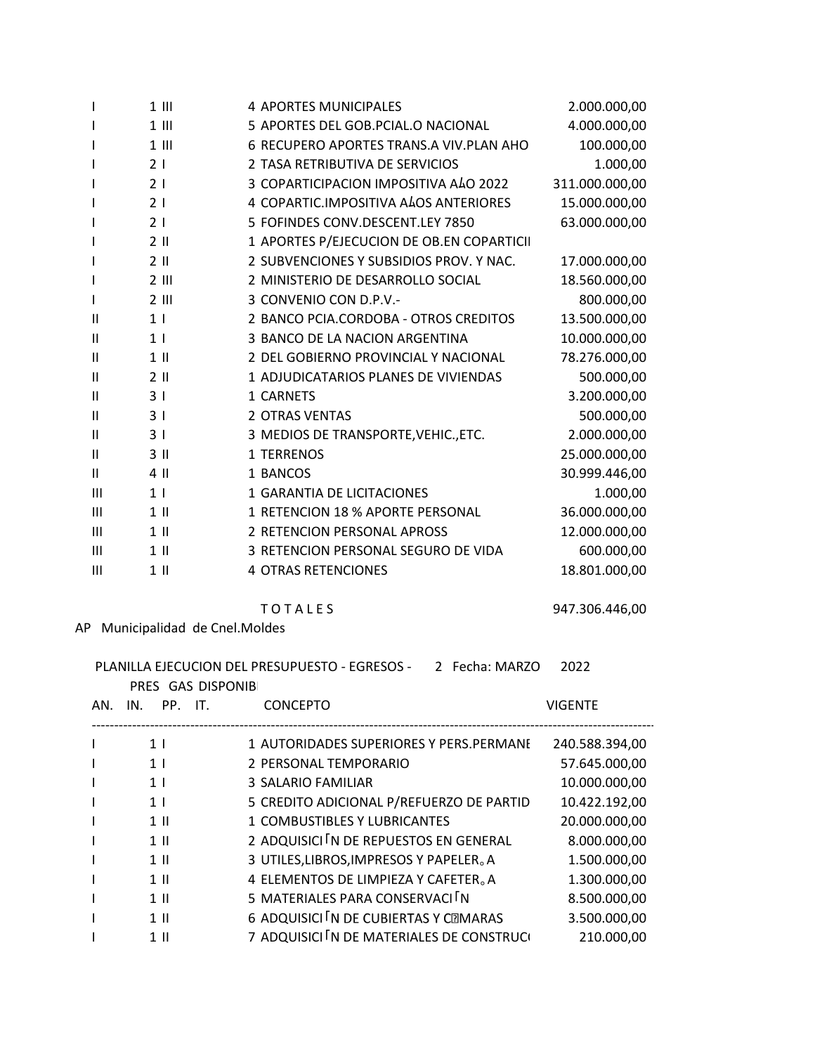| | | | | |
|---|---|---|---|---|
| I | 1 | III | 4 APORTES MUNICIPALES | 2.000.000,00 |
| I | 1 | III | 5 APORTES DEL GOB.PCIAL.O NACIONAL | 4.000.000,00 |
| I | 1 | III | 6 RECUPERO APORTES TRANS.A VIV.PLAN AHO | 100.000,00 |
| I | 2 | I | 2 TASA RETRIBUTIVA DE SERVICIOS | 1.000,00 |
| I | 2 | I | 3 COPARTICIPACION IMPOSITIVA A˩O 2022 | 311.000.000,00 |
| I | 2 | I | 4 COPARTIC.IMPOSITIVA A˩OS ANTERIORES | 15.000.000,00 |
| I | 2 | I | 5 FOFINDES CONV.DESCENT.LEY 7850 | 63.000.000,00 |
| I | 2 | II | 1 APORTES P/EJECUCION DE OB.EN COPARTICII | |
| I | 2 | II | 2 SUBVENCIONES Y SUBSIDIOS PROV. Y NAC. | 17.000.000,00 |
| I | 2 | III | 2 MINISTERIO DE DESARROLLO SOCIAL | 18.560.000,00 |
| I | 2 | III | 3 CONVENIO CON D.P.V.- | 800.000,00 |
| II | 1 | I | 2 BANCO PCIA.CORDOBA - OTROS CREDITOS | 13.500.000,00 |
| II | 1 | I | 3 BANCO DE LA NACION ARGENTINA | 10.000.000,00 |
| II | 1 | II | 2 DEL GOBIERNO PROVINCIAL Y NACIONAL | 78.276.000,00 |
| II | 2 | II | 1 ADJUDICATARIOS PLANES DE VIVIENDAS | 500.000,00 |
| II | 3 | I | 1 CARNETS | 3.200.000,00 |
| II | 3 | I | 2 OTRAS VENTAS | 500.000,00 |
| II | 3 | I | 3 MEDIOS DE TRANSPORTE,VEHIC.,ETC. | 2.000.000,00 |
| II | 3 | II | 1 TERRENOS | 25.000.000,00 |
| II | 4 | II | 1 BANCOS | 30.999.446,00 |
| III | 1 | I | 1 GARANTIA DE LICITACIONES | 1.000,00 |
| III | 1 | II | 1 RETENCION 18 % APORTE PERSONAL | 36.000.000,00 |
| III | 1 | II | 2 RETENCION PERSONAL APROSS | 12.000.000,00 |
| III | 1 | II | 3 RETENCION PERSONAL SEGURO DE VIDA | 600.000,00 |
| III | 1 | II | 4 OTRAS RETENCIONES | 18.801.000,00 |
| | | | T O T A L E S | 947.306.446,00 |

AP Municipalidad de Cnel.Moldes

PLANILLA EJECUCION DEL PRESUPUESTO - EGRESOS - 2 Fecha: MARZO 2022

PRES GAS DISPONIB

| AN. | IN. | PP. | IT. CONCEPTO | VIGENTE |
|---|---|---|---|---|
| I | 1 | I | 1 AUTORIDADES SUPERIORES Y PERS.PERMANE | 240.588.394,00 |
| I | 1 | I | 2 PERSONAL TEMPORARIO | 57.645.000,00 |
| I | 1 | I | 3 SALARIO FAMILIAR | 10.000.000,00 |
| I | 1 | I | 5 CREDITO ADICIONAL P/REFUERZO DE PARTID | 10.422.192,00 |
| I | 1 | II | 1 COMBUSTIBLES Y LUBRICANTES | 20.000.000,00 |
| I | 1 | II | 2 ADQUISICI٢N DE REPUESTOS EN GENERAL | 8.000.000,00 |
| I | 1 | II | 3 UTILES,LIBROS,IMPRESOS Y PAPELER｡A | 1.500.000,00 |
| I | 1 | II | 4 ELEMENTOS DE LIMPIEZA Y CAFETER｡A | 1.300.000,00 |
| I | 1 | II | 5 MATERIALES PARA CONSERVACI٢N | 8.500.000,00 |
| I | 1 | II | 6 ADQUISICI٢N DE CUBIERTAS Y C⍰MARAS | 3.500.000,00 |
| I | 1 | II | 7 ADQUISICI٢N DE MATERIALES DE CONSTRUC( | 210.000,00 |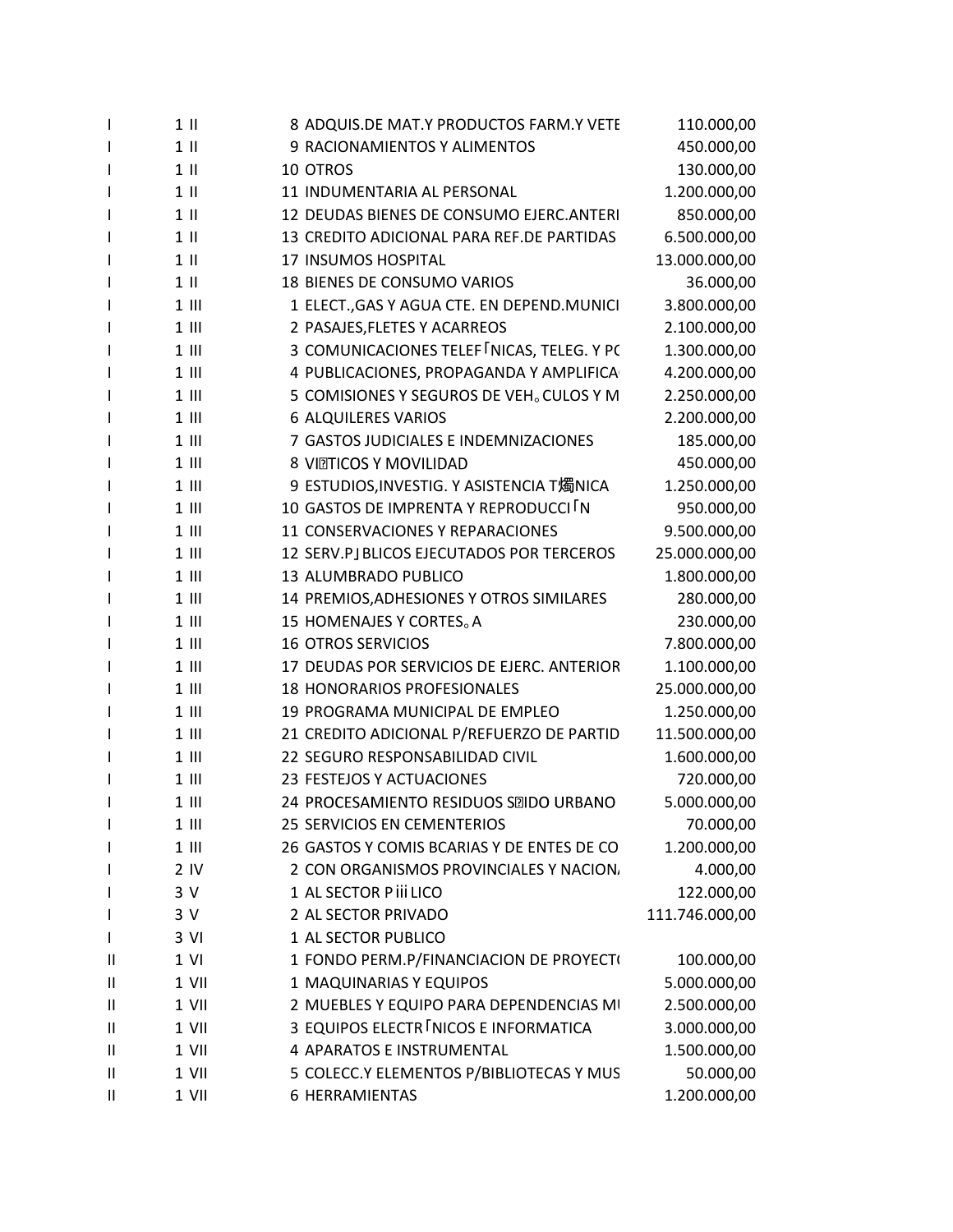| | | | | |
|---|---|---|---|---|
| I | 1 | II | 8 ADQUIS.DE MAT.Y PRODUCTOS FARM.Y VETE | 110.000,00 |
| I | 1 | II | 9 RACIONAMIENTOS Y ALIMENTOS | 450.000,00 |
| I | 1 | II | 10 OTROS | 130.000,00 |
| I | 1 | II | 11 INDUMENTARIA AL PERSONAL | 1.200.000,00 |
| I | 1 | II | 12 DEUDAS BIENES DE CONSUMO EJERC.ANTERI | 850.000,00 |
| I | 1 | II | 13 CREDITO ADICIONAL PARA REF.DE PARTIDAS | 6.500.000,00 |
| I | 1 | II | 17 INSUMOS HOSPITAL | 13.000.000,00 |
| I | 1 | II | 18 BIENES DE CONSUMO VARIOS | 36.000,00 |
| I | 1 | III | 1 ELECT.,GAS Y AGUA CTE. EN DEPEND.MUNICI | 3.800.000,00 |
| I | 1 | III | 2 PASAJES,FLETES Y ACARREOS | 2.100.000,00 |
| I | 1 | III | 3 COMUNICACIONES TELEF「NICAS, TELEG. Y PC | 1.300.000,00 |
| I | 1 | III | 4 PUBLICACIONES, PROPAGANDA Y AMPLIFICA | 4.200.000,00 |
| I | 1 | III | 5 COMISIONES Y SEGUROS DE VEH｡CULOS Y M | 2.250.000,00 |
| I | 1 | III | 6 ALQUILERES VARIOS | 2.200.000,00 |
| I | 1 | III | 7 GASTOS JUDICIALES E INDEMNIZACIONES | 185.000,00 |
| I | 1 | III | 8 VI?TICOS Y MOVILIDAD | 450.000,00 |
| I | 1 | III | 9 ESTUDIOS,INVESTIG. Y ASISTENCIA T燭NICA | 1.250.000,00 |
| I | 1 | III | 10 GASTOS DE IMPRENTA Y REPRODUCCI「N | 950.000,00 |
| I | 1 | III | 11 CONSERVACIONES Y REPARACIONES | 9.500.000,00 |
| I | 1 | III | 12 SERV.P」BLICOS EJECUTADOS POR TERCEROS | 25.000.000,00 |
| I | 1 | III | 13 ALUMBRADO PUBLICO | 1.800.000,00 |
| I | 1 | III | 14 PREMIOS,ADHESIONES Y OTROS SIMILARES | 280.000,00 |
| I | 1 | III | 15 HOMENAJES Y CORTES｡A | 230.000,00 |
| I | 1 | III | 16 OTROS SERVICIOS | 7.800.000,00 |
| I | 1 | III | 17 DEUDAS POR SERVICIOS DE EJERC. ANTERIOR | 1.100.000,00 |
| I | 1 | III | 18 HONORARIOS PROFESIONALES | 25.000.000,00 |
| I | 1 | III | 19 PROGRAMA MUNICIPAL DE EMPLEO | 1.250.000,00 |
| I | 1 | III | 21 CREDITO ADICIONAL P/REFUERZO DE PARTID | 11.500.000,00 |
| I | 1 | III | 22 SEGURO RESPONSABILIDAD CIVIL | 1.600.000,00 |
| I | 1 | III | 23 FESTEJOS Y ACTUACIONES | 720.000,00 |
| I | 1 | III | 24 PROCESAMIENTO RESIDUOS S?IDO URBANO | 5.000.000,00 |
| I | 1 | III | 25 SERVICIOS EN CEMENTERIOS | 70.000,00 |
| I | 1 | III | 26 GASTOS Y COMIS BCARIAS Y DE ENTES DE CO | 1.200.000,00 |
| I | 2 | IV | 2 CON ORGANISMOS PROVINCIALES Y NACION | 4.000,00 |
| I | 3 | V | 1 AL SECTOR Pⅲ LICO | 122.000,00 |
| I | 3 | V | 2 AL SECTOR PRIVADO | 111.746.000,00 |
| I | 3 | VI | 1 AL SECTOR PUBLICO | |
| II | 1 | VI | 1 FONDO PERM.P/FINANCIACION DE PROYECT( | 100.000,00 |
| II | 1 | VII | 1 MAQUINARIAS Y EQUIPOS | 5.000.000,00 |
| II | 1 | VII | 2 MUEBLES Y EQUIPO PARA DEPENDENCIAS MI | 2.500.000,00 |
| II | 1 | VII | 3 EQUIPOS ELECTR「NICOS E INFORMATICA | 3.000.000,00 |
| II | 1 | VII | 4 APARATOS E INSTRUMENTAL | 1.500.000,00 |
| II | 1 | VII | 5 COLECC.Y ELEMENTOS P/BIBLIOTECAS Y MUS | 50.000,00 |
| II | 1 | VII | 6 HERRAMIENTAS | 1.200.000,00 |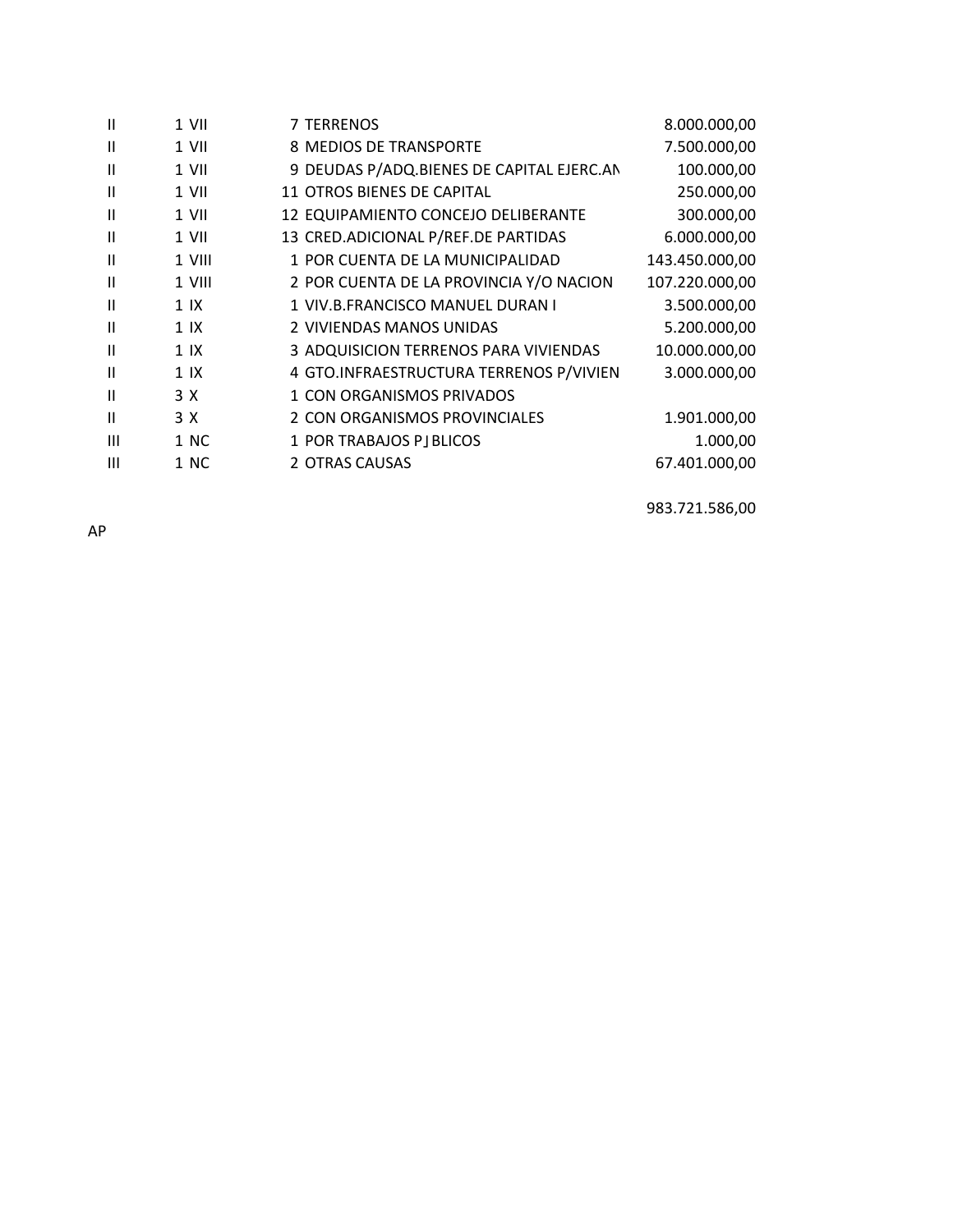| | | | | |
|---|---|---|---|---|
| II | 1 | VII | 7 TERRENOS | 8.000.000,00 |
| II | 1 | VII | 8 MEDIOS DE TRANSPORTE | 7.500.000,00 |
| II | 1 | VII | 9 DEUDAS P/ADQ.BIENES DE CAPITAL EJERC.AN | 100.000,00 |
| II | 1 | VII | 11 OTROS BIENES DE CAPITAL | 250.000,00 |
| II | 1 | VII | 12 EQUIPAMIENTO CONCEJO DELIBERANTE | 300.000,00 |
| II | 1 | VII | 13 CRED.ADICIONAL P/REF.DE PARTIDAS | 6.000.000,00 |
| II | 1 | VIII | 1 POR CUENTA DE LA MUNICIPALIDAD | 143.450.000,00 |
| II | 1 | VIII | 2 POR CUENTA DE LA PROVINCIA Y/O NACION | 107.220.000,00 |
| II | 1 | IX | 1 VIV.B.FRANCISCO MANUEL DURAN I | 3.500.000,00 |
| II | 1 | IX | 2 VIVIENDAS MANOS UNIDAS | 5.200.000,00 |
| II | 1 | IX | 3 ADQUISICION TERRENOS PARA VIVIENDAS | 10.000.000,00 |
| II | 1 | IX | 4 GTO.INFRAESTRUCTURA TERRENOS P/VIVIEN | 3.000.000,00 |
| II | 3 | X | 1 CON ORGANISMOS PRIVADOS | |
| II | 3 | X | 2 CON ORGANISMOS PROVINCIALES | 1.901.000,00 |
| III | 1 | NC | 1 POR TRABAJOS P˩BLICOS | 1.000,00 |
| III | 1 | NC | 2 OTRAS CAUSAS | 67.401.000,00 |
| | | | | 983.721.586,00 |

AP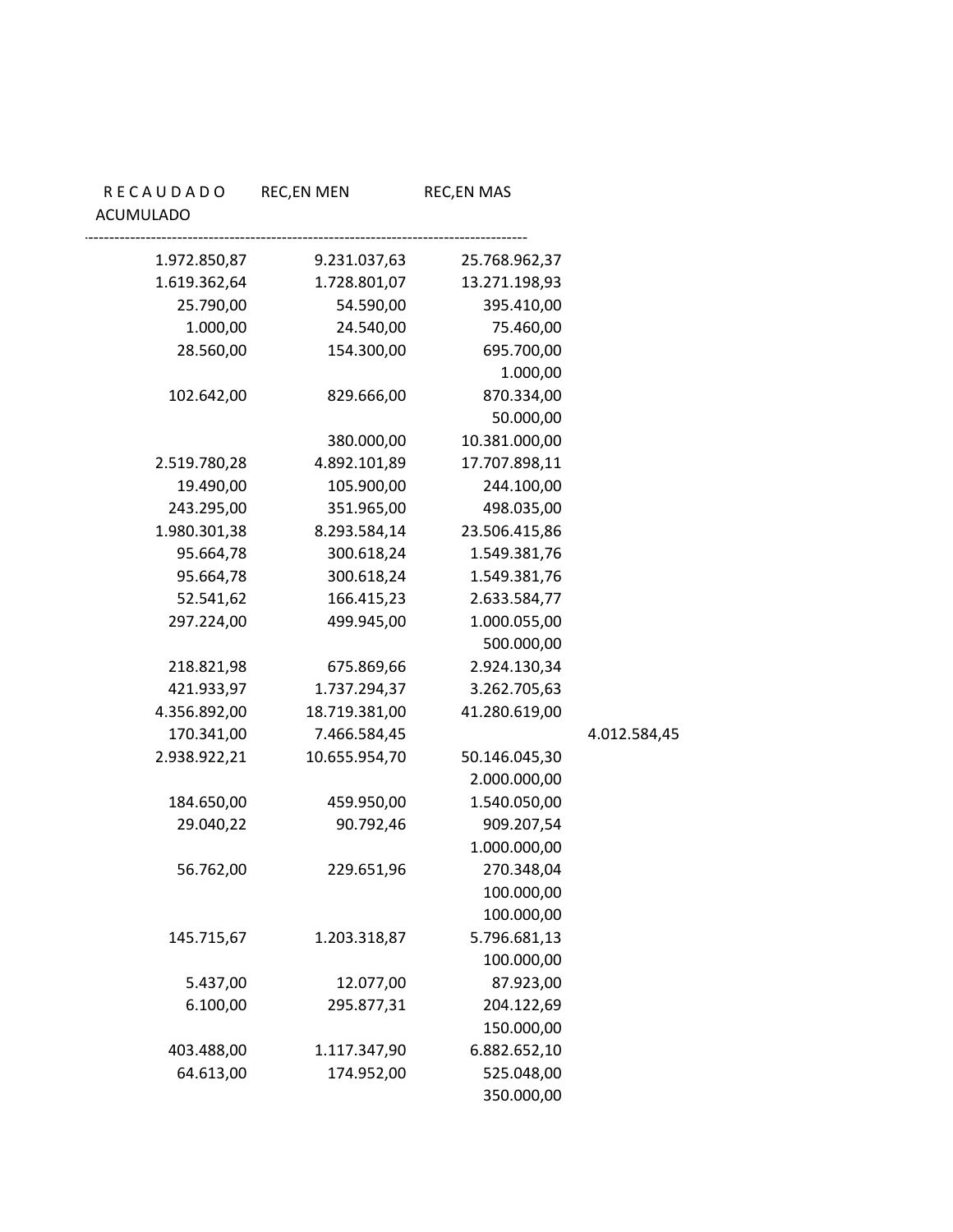| RECAUDADO ACUMULADO | REC,EN MEN | REC,EN MAS | |
|---|---|---|---|
| 1.972.850,87 | 9.231.037,63 | 25.768.962,37 | |
| 1.619.362,64 | 1.728.801,07 | 13.271.198,93 | |
| 25.790,00 | 54.590,00 | 395.410,00 | |
| 1.000,00 | 24.540,00 | 75.460,00 | |
| 28.560,00 | 154.300,00 | 695.700,00 | |
| | | 1.000,00 | |
| 102.642,00 | 829.666,00 | 870.334,00 | |
| | | 50.000,00 | |
| | 380.000,00 | 10.381.000,00 | |
| 2.519.780,28 | 4.892.101,89 | 17.707.898,11 | |
| 19.490,00 | 105.900,00 | 244.100,00 | |
| 243.295,00 | 351.965,00 | 498.035,00 | |
| 1.980.301,38 | 8.293.584,14 | 23.506.415,86 | |
| 95.664,78 | 300.618,24 | 1.549.381,76 | |
| 95.664,78 | 300.618,24 | 1.549.381,76 | |
| 52.541,62 | 166.415,23 | 2.633.584,77 | |
| 297.224,00 | 499.945,00 | 1.000.055,00 | |
| | | 500.000,00 | |
| 218.821,98 | 675.869,66 | 2.924.130,34 | |
| 421.933,97 | 1.737.294,37 | 3.262.705,63 | |
| 4.356.892,00 | 18.719.381,00 | 41.280.619,00 | |
| 170.341,00 | 7.466.584,45 | | 4.012.584,45 |
| 2.938.922,21 | 10.655.954,70 | 50.146.045,30 | |
| | | 2.000.000,00 | |
| 184.650,00 | 459.950,00 | 1.540.050,00 | |
| 29.040,22 | 90.792,46 | 909.207,54 | |
| | | 1.000.000,00 | |
| 56.762,00 | 229.651,96 | 270.348,04 | |
| | | 100.000,00 | |
| | | 100.000,00 | |
| 145.715,67 | 1.203.318,87 | 5.796.681,13 | |
| | | 100.000,00 | |
| 5.437,00 | 12.077,00 | 87.923,00 | |
| 6.100,00 | 295.877,31 | 204.122,69 | |
| | | 150.000,00 | |
| 403.488,00 | 1.117.347,90 | 6.882.652,10 | |
| 64.613,00 | 174.952,00 | 525.048,00 | |
| | | 350.000,00 | |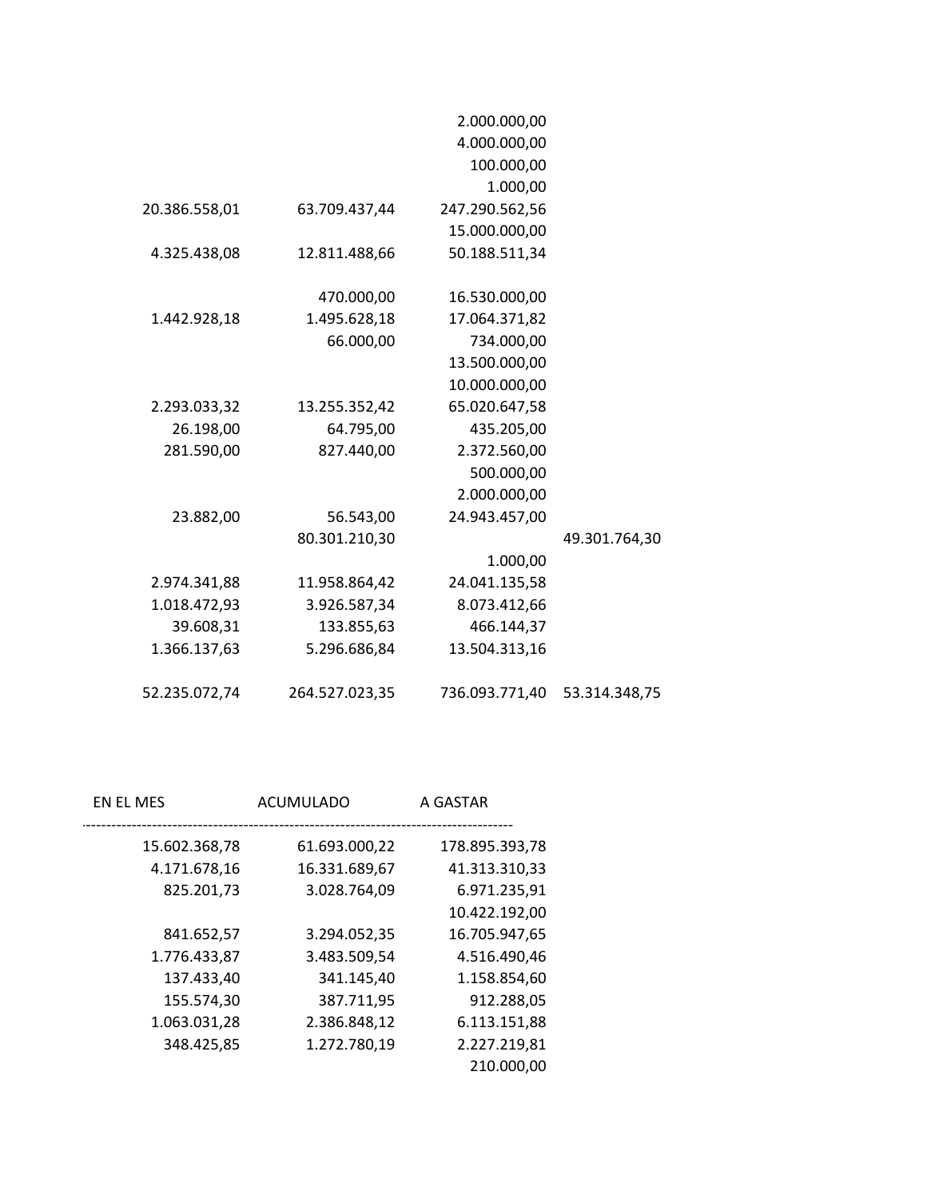| | | | |
|---|---|---|---|
| | | 2.000.000,00 | |
| | | 4.000.000,00 | |
| | | 100.000,00 | |
| | | 1.000,00 | |
| 20.386.558,01 | 63.709.437,44 | 247.290.562,56 | |
| | | 15.000.000,00 | |
| 4.325.438,08 | 12.811.488,66 | 50.188.511,34 | |
| | | | |
| | 470.000,00 | 16.530.000,00 | |
| 1.442.928,18 | 1.495.628,18 | 17.064.371,82 | |
| | 66.000,00 | 734.000,00 | |
| | | 13.500.000,00 | |
| | | 10.000.000,00 | |
| 2.293.033,32 | 13.255.352,42 | 65.020.647,58 | |
| 26.198,00 | 64.795,00 | 435.205,00 | |
| 281.590,00 | 827.440,00 | 2.372.560,00 | |
| | | 500.000,00 | |
| | | 2.000.000,00 | |
| 23.882,00 | 56.543,00 | 24.943.457,00 | |
| | 80.301.210,30 | | 49.301.764,30 |
| | | 1.000,00 | |
| 2.974.341,88 | 11.958.864,42 | 24.041.135,58 | |
| 1.018.472,93 | 3.926.587,34 | 8.073.412,66 | |
| 39.608,31 | 133.855,63 | 466.144,37 | |
| 1.366.137,63 | 5.296.686,84 | 13.504.313,16 | |
| | | | |
| 52.235.072,74 | 264.527.023,35 | 736.093.771,40 | 53.314.348,75 |

| EN EL MES | ACUMULADO | A GASTAR |
|---|---|---|
| 15.602.368,78 | 61.693.000,22 | 178.895.393,78 |
| 4.171.678,16 | 16.331.689,67 | 41.313.310,33 |
| 825.201,73 | 3.028.764,09 | 6.971.235,91 |
| | | 10.422.192,00 |
| 841.652,57 | 3.294.052,35 | 16.705.947,65 |
| 1.776.433,87 | 3.483.509,54 | 4.516.490,46 |
| 137.433,40 | 341.145,40 | 1.158.854,60 |
| 155.574,30 | 387.711,95 | 912.288,05 |
| 1.063.031,28 | 2.386.848,12 | 6.113.151,88 |
| 348.425,85 | 1.272.780,19 | 2.227.219,81 |
| | | 210.000,00 |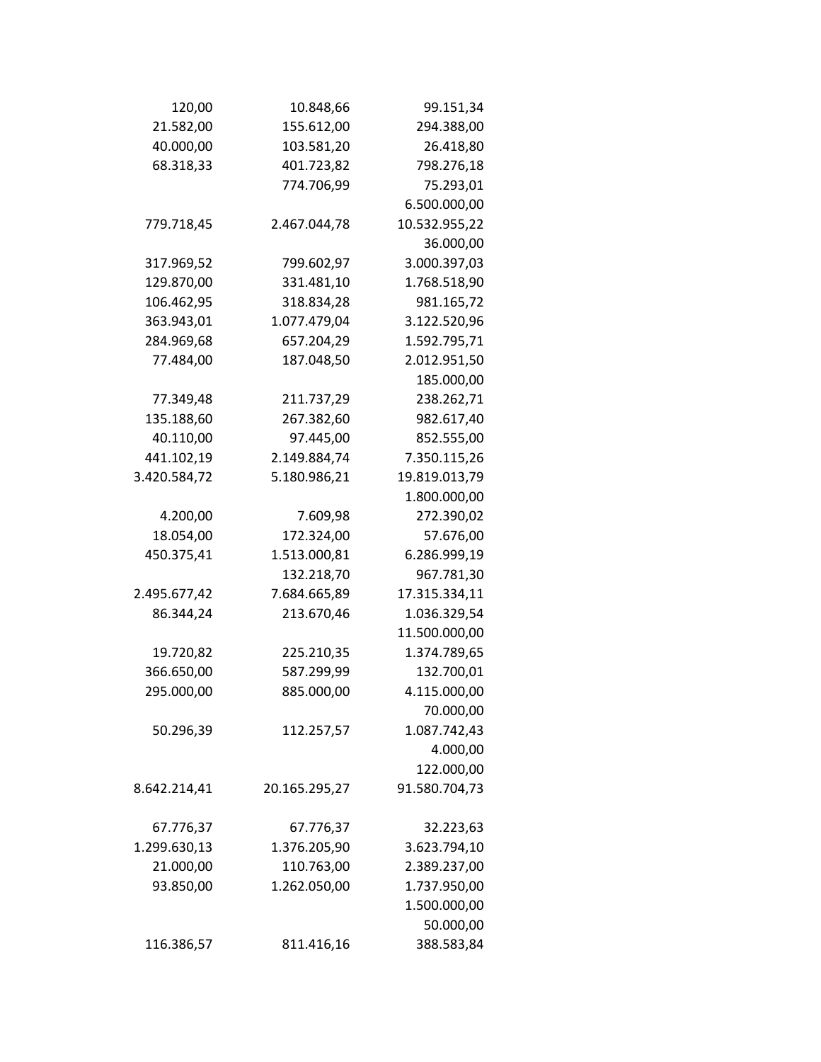| | | |
|---|---|---|
| 120,00 | 10.848,66 | 99.151,34 |
| 21.582,00 | 155.612,00 | 294.388,00 |
| 40.000,00 | 103.581,20 | 26.418,80 |
| 68.318,33 | 401.723,82 | 798.276,18 |
| | 774.706,99 | 75.293,01 |
| | | 6.500.000,00 |
| 779.718,45 | 2.467.044,78 | 10.532.955,22 |
| | | 36.000,00 |
| 317.969,52 | 799.602,97 | 3.000.397,03 |
| 129.870,00 | 331.481,10 | 1.768.518,90 |
| 106.462,95 | 318.834,28 | 981.165,72 |
| 363.943,01 | 1.077.479,04 | 3.122.520,96 |
| 284.969,68 | 657.204,29 | 1.592.795,71 |
| 77.484,00 | 187.048,50 | 2.012.951,50 |
| | | 185.000,00 |
| 77.349,48 | 211.737,29 | 238.262,71 |
| 135.188,60 | 267.382,60 | 982.617,40 |
| 40.110,00 | 97.445,00 | 852.555,00 |
| 441.102,19 | 2.149.884,74 | 7.350.115,26 |
| 3.420.584,72 | 5.180.986,21 | 19.819.013,79 |
| | | 1.800.000,00 |
| 4.200,00 | 7.609,98 | 272.390,02 |
| 18.054,00 | 172.324,00 | 57.676,00 |
| 450.375,41 | 1.513.000,81 | 6.286.999,19 |
| | 132.218,70 | 967.781,30 |
| 2.495.677,42 | 7.684.665,89 | 17.315.334,11 |
| 86.344,24 | 213.670,46 | 1.036.329,54 |
| | | 11.500.000,00 |
| 19.720,82 | 225.210,35 | 1.374.789,65 |
| 366.650,00 | 587.299,99 | 132.700,01 |
| 295.000,00 | 885.000,00 | 4.115.000,00 |
| | | 70.000,00 |
| 50.296,39 | 112.257,57 | 1.087.742,43 |
| | | 4.000,00 |
| | | 122.000,00 |
| 8.642.214,41 | 20.165.295,27 | 91.580.704,73 |
| | | |
| 67.776,37 | 67.776,37 | 32.223,63 |
| 1.299.630,13 | 1.376.205,90 | 3.623.794,10 |
| 21.000,00 | 110.763,00 | 2.389.237,00 |
| 93.850,00 | 1.262.050,00 | 1.737.950,00 |
| | | 1.500.000,00 |
| | | 50.000,00 |
| 116.386,57 | 811.416,16 | 388.583,84 |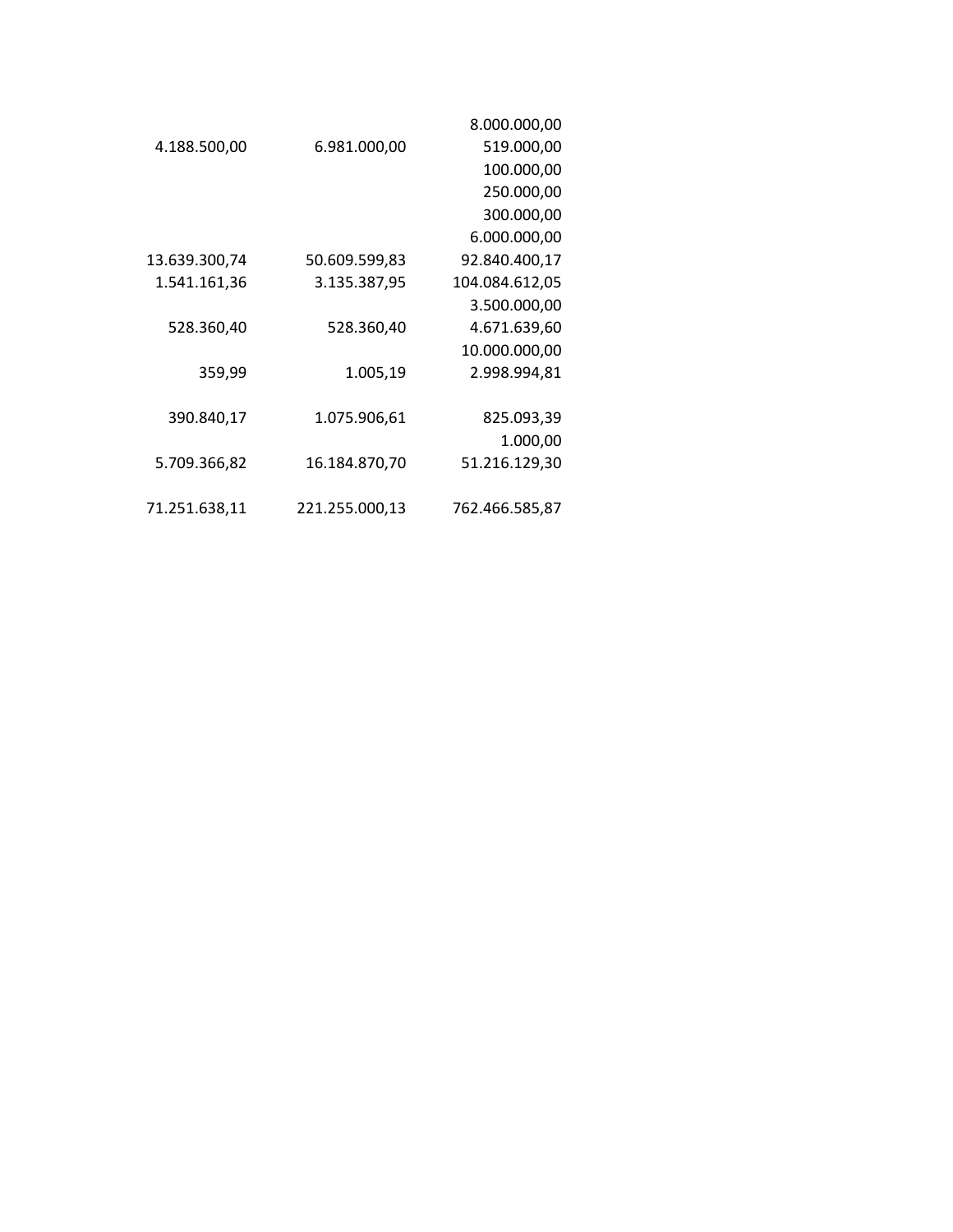| | | |
|---|---|---|
| | | 8.000.000,00 |
| 4.188.500,00 | 6.981.000,00 | 519.000,00 |
| | | 100.000,00 |
| | | 250.000,00 |
| | | 300.000,00 |
| | | 6.000.000,00 |
| 13.639.300,74 | 50.609.599,83 | 92.840.400,17 |
| 1.541.161,36 | 3.135.387,95 | 104.084.612,05 |
| | | 3.500.000,00 |
| 528.360,40 | 528.360,40 | 4.671.639,60 |
| | | 10.000.000,00 |
| 359,99 | 1.005,19 | 2.998.994,81 |
| | | |
| 390.840,17 | 1.075.906,61 | 825.093,39 |
| | | 1.000,00 |
| 5.709.366,82 | 16.184.870,70 | 51.216.129,30 |
| | | |
| 71.251.638,11 | 221.255.000,13 | 762.466.585,87 |